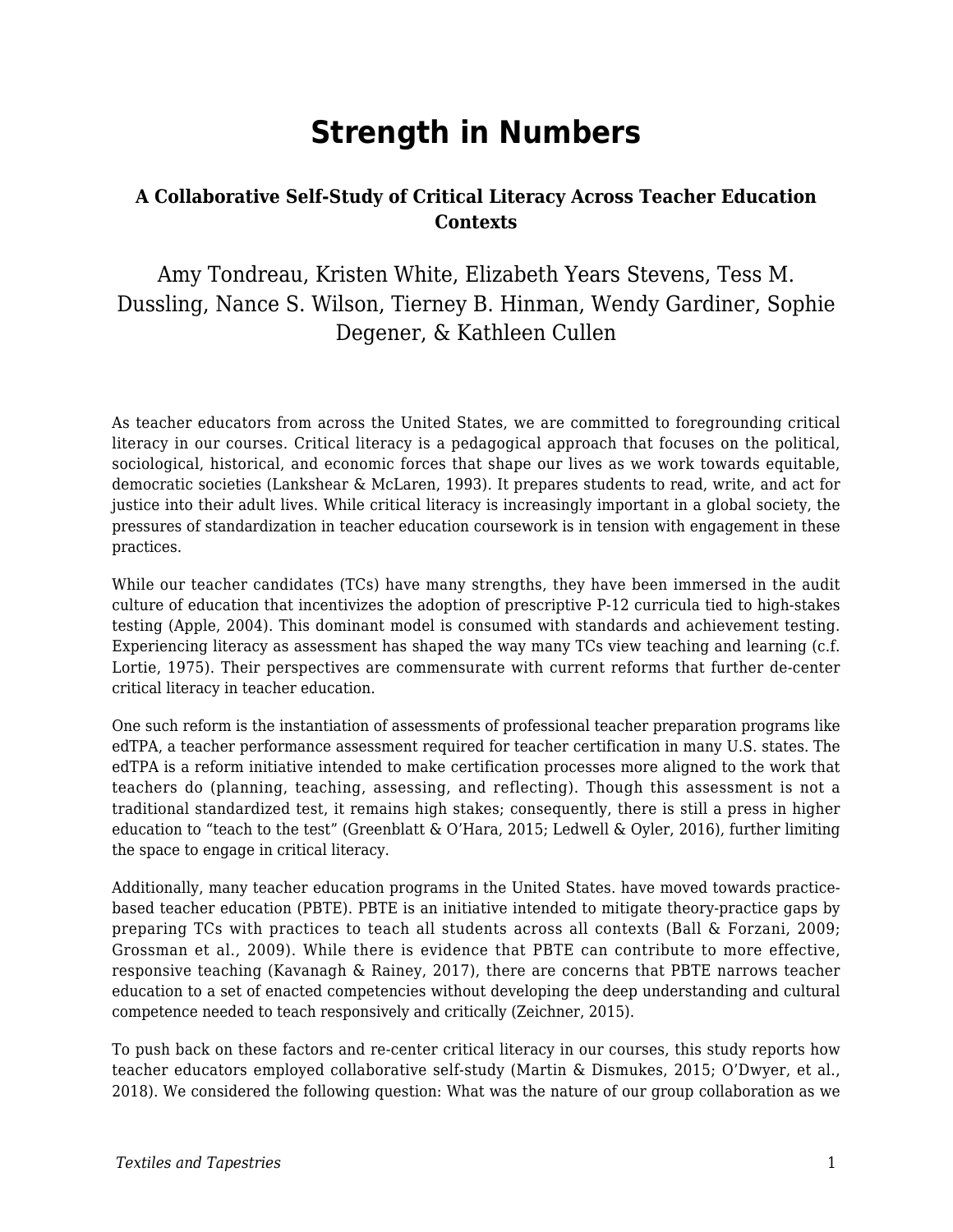# Strength in Numbers

### A Collaborative Self-Study of Critical Literacy Across Teacher Education Contexts

Amy Tondreau, Kristen White, Elizabeth Years Stevens, Tess M. Dussling, Nance S. Wilson, Tierney B. Hinman, Wendy Gardiner, Sophie Degener, & Kathleen Cullen

As teacher educators from across the United States, we are committed to foregrounding critical literacy in our courses. Critical literacy is a pedagogical approach that focuses on the political, sociological, historical, and economic forces that shape our lives as we work towards equitable, democratic societies (Lankshear & McLaren, 1993). It prepares students to read, write, and act for justice into their adult lives. While critical literacy is increasingly important in a global society, the pressures of standardization in teacher education coursework is in tension with engagement in these practices.

While our teacher candidates (TCs) have many strengths, they have been immersed in the audit culture of education that incentivizes the adoption of prescriptive P-12 curricula tied to high-stakes testing (Apple, 2004). This dominant model is consumed with standards and achievement testing. Experiencing literacy as assessment has shaped the way many TCs view teaching and learning (c.f. Lortie, 1975). Their perspectives are commensurate with current reforms that further de-center critical literacy in teacher education.

One such reform is the instantiation of assessments of professional teacher preparation programs like edTPA, a teacher performance assessment required for teacher certification in many U.S. states. The edTPA is a reform initiative intended to make certification processes more aligned to the work that teachers do (planning, teaching, assessing, and reflecting). Though this assessment is not a traditional standardized test, it remains high stakes; consequently, there is still a press in higher education to "teach to the test" (Greenblatt & O'Hara, 2015; Ledwell & Oyler, 2016), further limiting the space to engage in critical literacy.

Additionally, many teacher education programs in the United States. have moved towards practice-based teacher education (PBTE). PBTE is an initiative intended to mitigate theory-practice gaps by preparing TCs with practices to teach all students across all contexts (Ball & Forzani, 2009; Grossman et al., 2009). While there is evidence that PBTE can contribute to more effective, responsive teaching (Kavanagh & Rainey, 2017), there are concerns that PBTE narrows teacher education to a set of enacted competencies without developing the deep understanding and cultural competence needed to teach responsively and critically (Zeichner, 2015).

To push back on these factors and re-center critical literacy in our courses, this study reports how teacher educators employed collaborative self-study (Martin & Dismukes, 2015; O'Dwyer, et al., 2018). We considered the following question: What was the nature of our group collaboration as we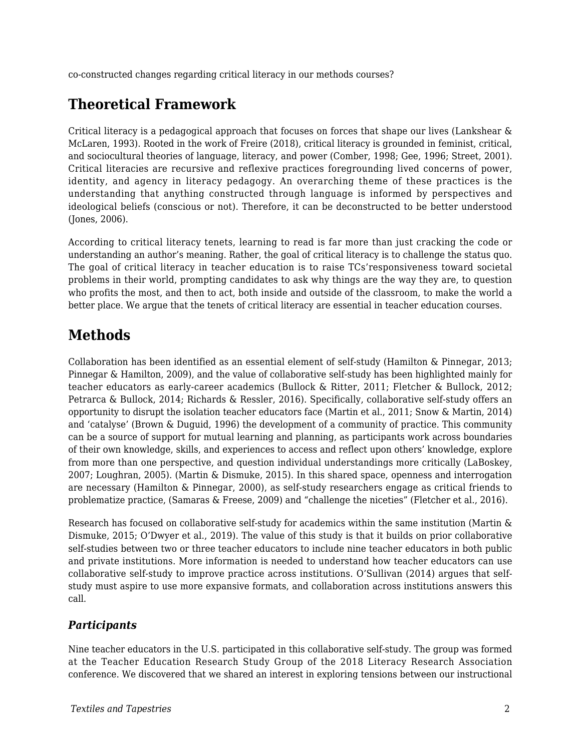co-constructed changes regarding critical literacy in our methods courses?

## Theoretical Framework

Critical literacy is a pedagogical approach that focuses on forces that shape our lives (Lankshear & McLaren, 1993). Rooted in the work of Freire (2018), critical literacy is grounded in feminist, critical, and sociocultural theories of language, literacy, and power (Comber, 1998; Gee, 1996; Street, 2001). Critical literacies are recursive and reflexive practices foregrounding lived concerns of power, identity, and agency in literacy pedagogy. An overarching theme of these practices is the understanding that anything constructed through language is informed by perspectives and ideological beliefs (conscious or not). Therefore, it can be deconstructed to be better understood (Jones, 2006).

According to critical literacy tenets, learning to read is far more than just cracking the code or understanding an author's meaning. Rather, the goal of critical literacy is to challenge the status quo. The goal of critical literacy in teacher education is to raise TCs'responsiveness toward societal problems in their world, prompting candidates to ask why things are the way they are, to question who profits the most, and then to act, both inside and outside of the classroom, to make the world a better place. We argue that the tenets of critical literacy are essential in teacher education courses.

## Methods

Collaboration has been identified as an essential element of self-study (Hamilton & Pinnegar, 2013; Pinnegar & Hamilton, 2009), and the value of collaborative self-study has been highlighted mainly for teacher educators as early-career academics (Bullock & Ritter, 2011; Fletcher & Bullock, 2012; Petrarca & Bullock, 2014; Richards & Ressler, 2016). Specifically, collaborative self-study offers an opportunity to disrupt the isolation teacher educators face (Martin et al., 2011; Snow & Martin, 2014) and 'catalyse' (Brown & Duguid, 1996) the development of a community of practice. This community can be a source of support for mutual learning and planning, as participants work across boundaries of their own knowledge, skills, and experiences to access and reflect upon others' knowledge, explore from more than one perspective, and question individual understandings more critically (LaBoskey, 2007; Loughran, 2005). (Martin & Dismuke, 2015). In this shared space, openness and interrogation are necessary (Hamilton & Pinnegar, 2000), as self-study researchers engage as critical friends to problematize practice, (Samaras & Freese, 2009) and "challenge the niceties" (Fletcher et al., 2016).

Research has focused on collaborative self-study for academics within the same institution (Martin & Dismuke, 2015; O'Dwyer et al., 2019). The value of this study is that it builds on prior collaborative self-studies between two or three teacher educators to include nine teacher educators in both public and private institutions. More information is needed to understand how teacher educators can use collaborative self-study to improve practice across institutions. O'Sullivan (2014) argues that self-study must aspire to use more expansive formats, and collaboration across institutions answers this call.

### *Participants*

Nine teacher educators in the U.S. participated in this collaborative self-study. The group was formed at the Teacher Education Research Study Group of the 2018 Literacy Research Association conference. We discovered that we shared an interest in exploring tensions between our instructional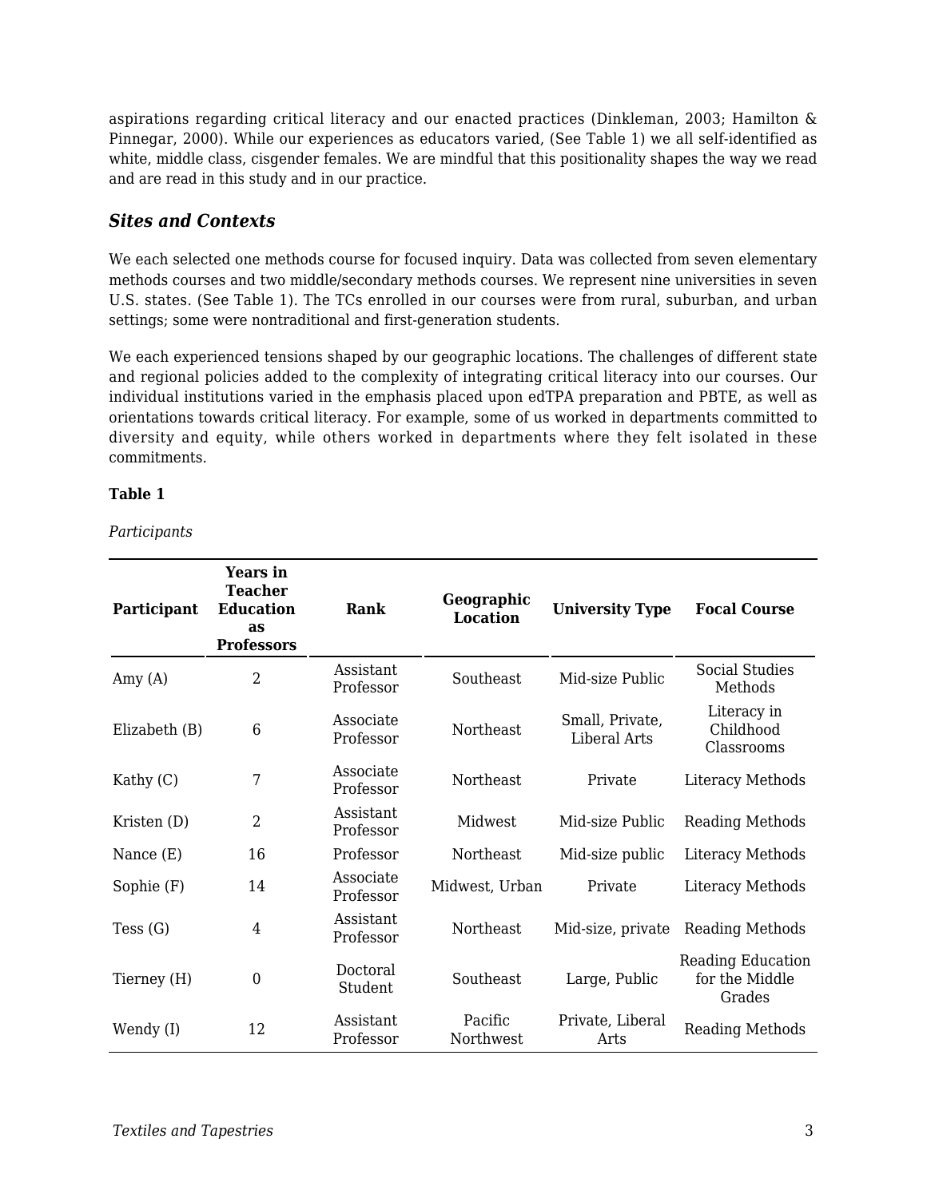aspirations regarding critical literacy and our enacted practices (Dinkleman, 2003; Hamilton & Pinnegar, 2000). While our experiences as educators varied, (See Table 1) we all self-identified as white, middle class, cisgender females. We are mindful that this positionality shapes the way we read and are read in this study and in our practice.

### *Sites and Contexts*

We each selected one methods course for focused inquiry. Data was collected from seven elementary methods courses and two middle/secondary methods courses. We represent nine universities in seven U.S. states. (See Table 1). The TCs enrolled in our courses were from rural, suburban, and urban settings; some were nontraditional and first-generation students.

We each experienced tensions shaped by our geographic locations. The challenges of different state and regional policies added to the complexity of integrating critical literacy into our courses. Our individual institutions varied in the emphasis placed upon edTPA preparation and PBTE, as well as orientations towards critical literacy. For example, some of us worked in departments committed to diversity and equity, while others worked in departments where they felt isolated in these commitments.

**Table 1**

*Participants*

| Participant | Years in Teacher Education as Professors | Rank | Geographic Location | University Type | Focal Course |
|---|---|---|---|---|---|
| Amy (A) | 2 | Assistant Professor | Southeast | Mid-size Public | Social Studies Methods |
| Elizabeth (B) | 6 | Associate Professor | Northeast | Small, Private, Liberal Arts | Literacy in Childhood Classrooms |
| Kathy (C) | 7 | Associate Professor | Northeast | Private | Literacy Methods |
| Kristen (D) | 2 | Assistant Professor | Midwest | Mid-size Public | Reading Methods |
| Nance (E) | 16 | Professor | Northeast | Mid-size public | Literacy Methods |
| Sophie (F) | 14 | Associate Professor | Midwest, Urban | Private | Literacy Methods |
| Tess (G) | 4 | Assistant Professor | Northeast | Mid-size, private | Reading Methods |
| Tierney (H) | 0 | Doctoral Student | Southeast | Large, Public | Reading Education for the Middle Grades |
| Wendy (I) | 12 | Assistant Professor | Pacific Northwest | Private, Liberal Arts | Reading Methods |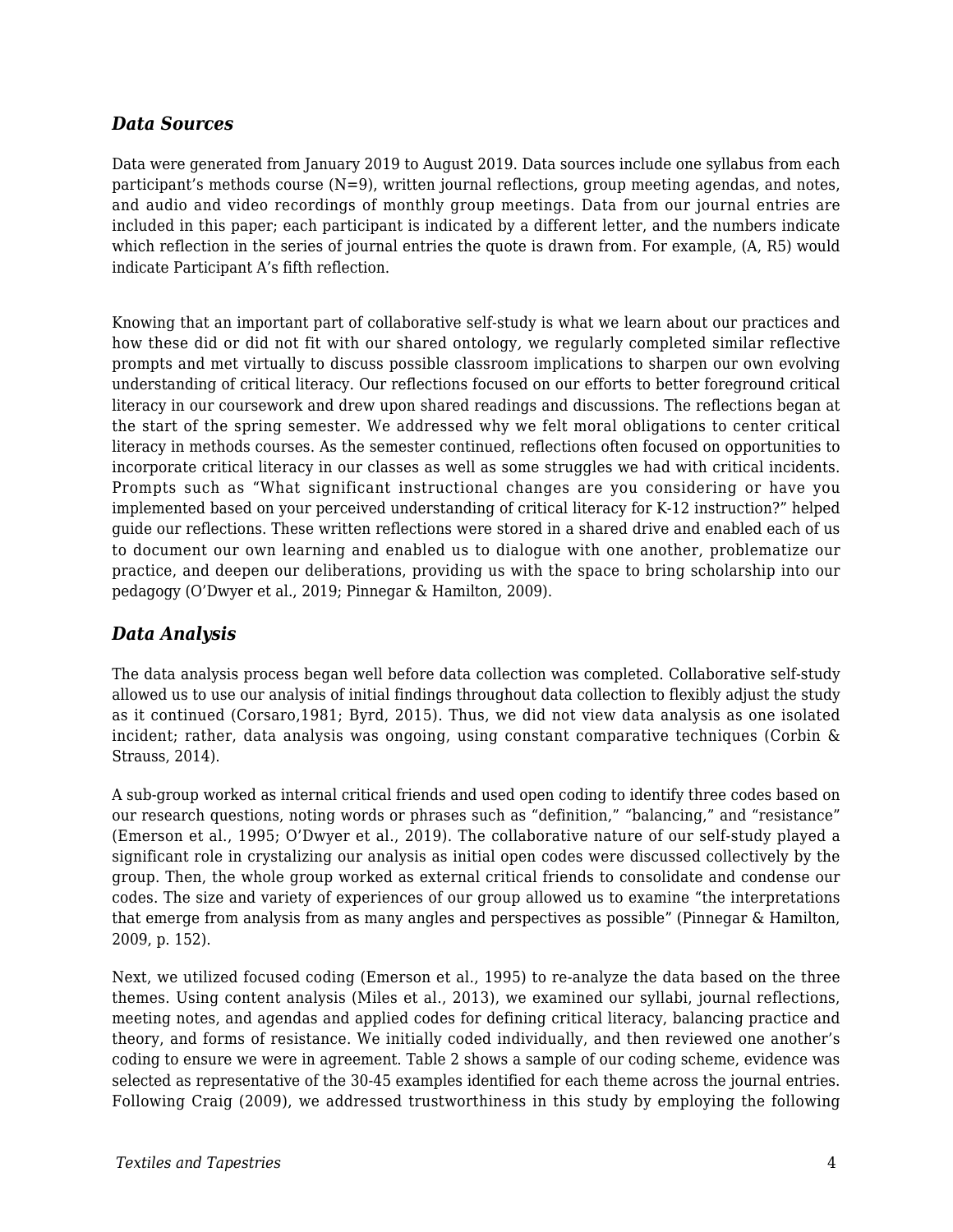### *Data Sources*

Data were generated from January 2019 to August 2019. Data sources include one syllabus from each participant's methods course (N=9), written journal reflections, group meeting agendas, and notes, and audio and video recordings of monthly group meetings. Data from our journal entries are included in this paper; each participant is indicated by a different letter, and the numbers indicate which reflection in the series of journal entries the quote is drawn from. For example, (A, R5) would indicate Participant A's fifth reflection.

Knowing that an important part of collaborative self-study is what we learn about our practices and how these did or did not fit with our shared ontology*,* we regularly completed similar reflective prompts and met virtually to discuss possible classroom implications to sharpen our own evolving understanding of critical literacy. Our reflections focused on our efforts to better foreground critical literacy in our coursework and drew upon shared readings and discussions. The reflections began at the start of the spring semester. We addressed why we felt moral obligations to center critical literacy in methods courses. As the semester continued, reflections often focused on opportunities to incorporate critical literacy in our classes as well as some struggles we had with critical incidents. Prompts such as "What significant instructional changes are you considering or have you implemented based on your perceived understanding of critical literacy for K-12 instruction?" helped guide our reflections. These written reflections were stored in a shared drive and enabled each of us to document our own learning and enabled us to dialogue with one another, problematize our practice, and deepen our deliberations, providing us with the space to bring scholarship into our pedagogy (O'Dwyer et al., 2019; Pinnegar & Hamilton, 2009).

### *Data Analysis*

The data analysis process began well before data collection was completed. Collaborative self-study allowed us to use our analysis of initial findings throughout data collection to flexibly adjust the study as it continued (Corsaro,1981; Byrd, 2015). Thus, we did not view data analysis as one isolated incident; rather, data analysis was ongoing, using constant comparative techniques (Corbin & Strauss, 2014).

A sub-group worked as internal critical friends and used open coding to identify three codes based on our research questions, noting words or phrases such as "definition," "balancing," and "resistance" (Emerson et al., 1995; O'Dwyer et al., 2019). The collaborative nature of our self-study played a significant role in crystalizing our analysis as initial open codes were discussed collectively by the group. Then, the whole group worked as external critical friends to consolidate and condense our codes. The size and variety of experiences of our group allowed us to examine "the interpretations that emerge from analysis from as many angles and perspectives as possible" (Pinnegar & Hamilton, 2009, p. 152).

Next, we utilized focused coding (Emerson et al., 1995) to re-analyze the data based on the three themes. Using content analysis (Miles et al., 2013), we examined our syllabi, journal reflections, meeting notes, and agendas and applied codes for defining critical literacy, balancing practice and theory, and forms of resistance. We initially coded individually, and then reviewed one another's coding to ensure we were in agreement. Table 2 shows a sample of our coding scheme, evidence was selected as representative of the 30-45 examples identified for each theme across the journal entries. Following Craig (2009), we addressed trustworthiness in this study by employing the following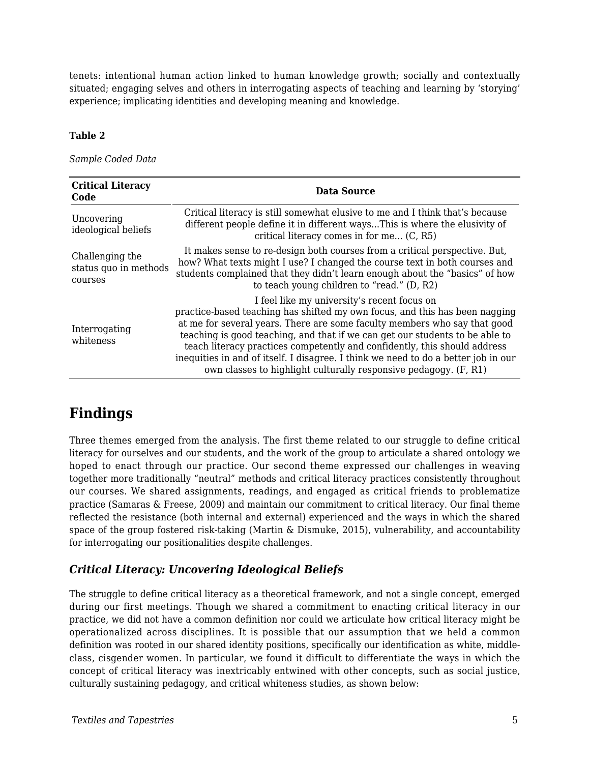tenets: intentional human action linked to human knowledge growth; socially and contextually situated; engaging selves and others in interrogating aspects of teaching and learning by 'storying' experience; implicating identities and developing meaning and knowledge.

**Table 2**

*Sample Coded Data*

| Critical Literacy Code | Data Source |
|---|---|
| Uncovering ideological beliefs | Critical literacy is still somewhat elusive to me and I think that's because different people define it in different ways...This is where the elusivity of critical literacy comes in for me... (C, R5) |
| Challenging the status quo in methods courses | It makes sense to re-design both courses from a critical perspective. But, how? What texts might I use? I changed the course text in both courses and students complained that they didn't learn enough about the "basics" of how to teach young children to "read." (D, R2) |
| Interrogating whiteness | I feel like my university's recent focus on practice-based teaching has shifted my own focus, and this has been nagging at me for several years. There are some faculty members who say that good teaching is good teaching, and that if we can get our students to be able to teach literacy practices competently and confidently, this should address inequities in and of itself. I disagree. I think we need to do a better job in our own classes to highlight culturally responsive pedagogy. (F, R1) |

# Findings

Three themes emerged from the analysis. The first theme related to our struggle to define critical literacy for ourselves and our students, and the work of the group to articulate a shared ontology we hoped to enact through our practice. Our second theme expressed our challenges in weaving together more traditionally "neutral" methods and critical literacy practices consistently throughout our courses. We shared assignments, readings, and engaged as critical friends to problematize practice (Samaras & Freese, 2009) and maintain our commitment to critical literacy. Our final theme reflected the resistance (both internal and external) experienced and the ways in which the shared space of the group fostered risk-taking (Martin & Dismuke, 2015), vulnerability, and accountability for interrogating our positionalities despite challenges.

## *Critical Literacy: Uncovering Ideological Beliefs*

The struggle to define critical literacy as a theoretical framework, and not a single concept, emerged during our first meetings. Though we shared a commitment to enacting critical literacy in our practice, we did not have a common definition nor could we articulate how critical literacy might be operationalized across disciplines. It is possible that our assumption that we held a common definition was rooted in our shared identity positions, specifically our identification as white, middle-class, cisgender women. In particular, we found it difficult to differentiate the ways in which the concept of critical literacy was inextricably entwined with other concepts, such as social justice, culturally sustaining pedagogy, and critical whiteness studies, as shown below: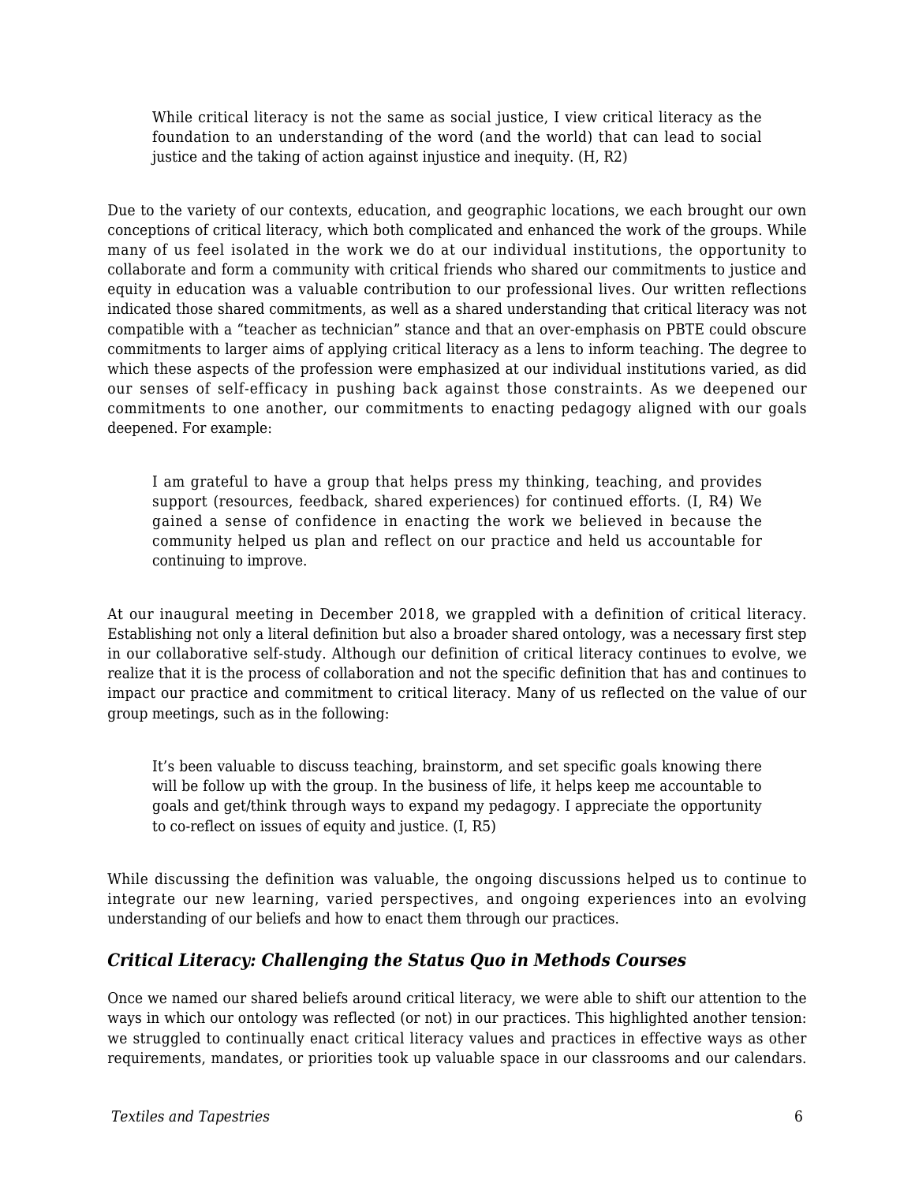> While critical literacy is not the same as social justice, I view critical literacy as the foundation to an understanding of the word (and the world) that can lead to social justice and the taking of action against injustice and inequity. (H, R2)

Due to the variety of our contexts, education, and geographic locations, we each brought our own conceptions of critical literacy, which both complicated and enhanced the work of the groups. While many of us feel isolated in the work we do at our individual institutions, the opportunity to collaborate and form a community with critical friends who shared our commitments to justice and equity in education was a valuable contribution to our professional lives. Our written reflections indicated those shared commitments, as well as a shared understanding that critical literacy was not compatible with a “teacher as technician” stance and that an over-emphasis on PBTE could obscure commitments to larger aims of applying critical literacy as a lens to inform teaching. The degree to which these aspects of the profession were emphasized at our individual institutions varied, as did our senses of self-efficacy in pushing back against those constraints. As we deepened our commitments to one another, our commitments to enacting pedagogy aligned with our goals deepened. For example:

> I am grateful to have a group that helps press my thinking, teaching, and provides support (resources, feedback, shared experiences) for continued efforts. (I, R4) We gained a sense of confidence in enacting the work we believed in because the community helped us plan and reflect on our practice and held us accountable for continuing to improve.

At our inaugural meeting in December 2018, we grappled with a definition of critical literacy. Establishing not only a literal definition but also a broader shared ontology, was a necessary first step in our collaborative self-study. Although our definition of critical literacy continues to evolve, we realize that it is the process of collaboration and not the specific definition that has and continues to impact our practice and commitment to critical literacy. Many of us reflected on the value of our group meetings, such as in the following:

> It’s been valuable to discuss teaching, brainstorm, and set specific goals knowing there will be follow up with the group. In the business of life, it helps keep me accountable to goals and get/think through ways to expand my pedagogy. I appreciate the opportunity to co-reflect on issues of equity and justice. (I, R5)

While discussing the definition was valuable, the ongoing discussions helped us to continue to integrate our new learning, varied perspectives, and ongoing experiences into an evolving understanding of our beliefs and how to enact them through our practices.

### *Critical Literacy: Challenging the Status Quo in Methods Courses*

Once we named our shared beliefs around critical literacy, we were able to shift our attention to the ways in which our ontology was reflected (or not) in our practices. This highlighted another tension: we struggled to continually enact critical literacy values and practices in effective ways as other requirements, mandates, or priorities took up valuable space in our classrooms and our calendars.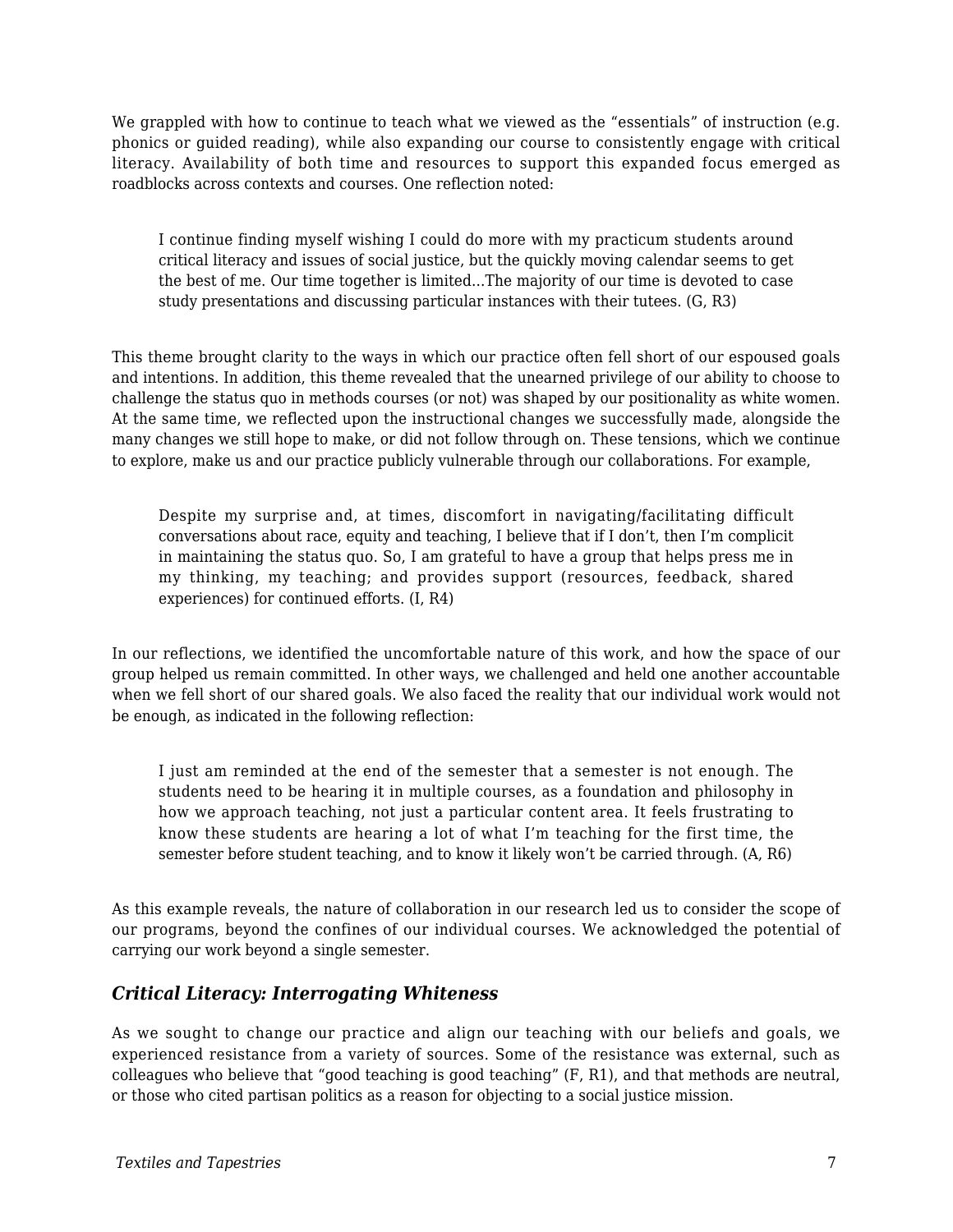We grappled with how to continue to teach what we viewed as the "essentials" of instruction (e.g. phonics or guided reading), while also expanding our course to consistently engage with critical literacy. Availability of both time and resources to support this expanded focus emerged as roadblocks across contexts and courses. One reflection noted:

> I continue finding myself wishing I could do more with my practicum students around critical literacy and issues of social justice, but the quickly moving calendar seems to get the best of me. Our time together is limited...The majority of our time is devoted to case study presentations and discussing particular instances with their tutees. (G, R3)

This theme brought clarity to the ways in which our practice often fell short of our espoused goals and intentions. In addition, this theme revealed that the unearned privilege of our ability to choose to challenge the status quo in methods courses (or not) was shaped by our positionality as white women. At the same time, we reflected upon the instructional changes we successfully made, alongside the many changes we still hope to make, or did not follow through on. These tensions, which we continue to explore, make us and our practice publicly vulnerable through our collaborations. For example,

> Despite my surprise and, at times, discomfort in navigating/facilitating difficult conversations about race, equity and teaching, I believe that if I don't, then I'm complicit in maintaining the status quo. So, I am grateful to have a group that helps press me in my thinking, my teaching; and provides support (resources, feedback, shared experiences) for continued efforts. (I, R4)

In our reflections, we identified the uncomfortable nature of this work, and how the space of our group helped us remain committed. In other ways, we challenged and held one another accountable when we fell short of our shared goals. We also faced the reality that our individual work would not be enough, as indicated in the following reflection:

> I just am reminded at the end of the semester that a semester is not enough. The students need to be hearing it in multiple courses, as a foundation and philosophy in how we approach teaching, not just a particular content area. It feels frustrating to know these students are hearing a lot of what I'm teaching for the first time, the semester before student teaching, and to know it likely won't be carried through. (A, R6)

As this example reveals, the nature of collaboration in our research led us to consider the scope of our programs, beyond the confines of our individual courses. We acknowledged the potential of carrying our work beyond a single semester.

### *Critical Literacy: Interrogating Whiteness*

As we sought to change our practice and align our teaching with our beliefs and goals, we experienced resistance from a variety of sources. Some of the resistance was external, such as colleagues who believe that "good teaching is good teaching" (F, R1), and that methods are neutral, or those who cited partisan politics as a reason for objecting to a social justice mission.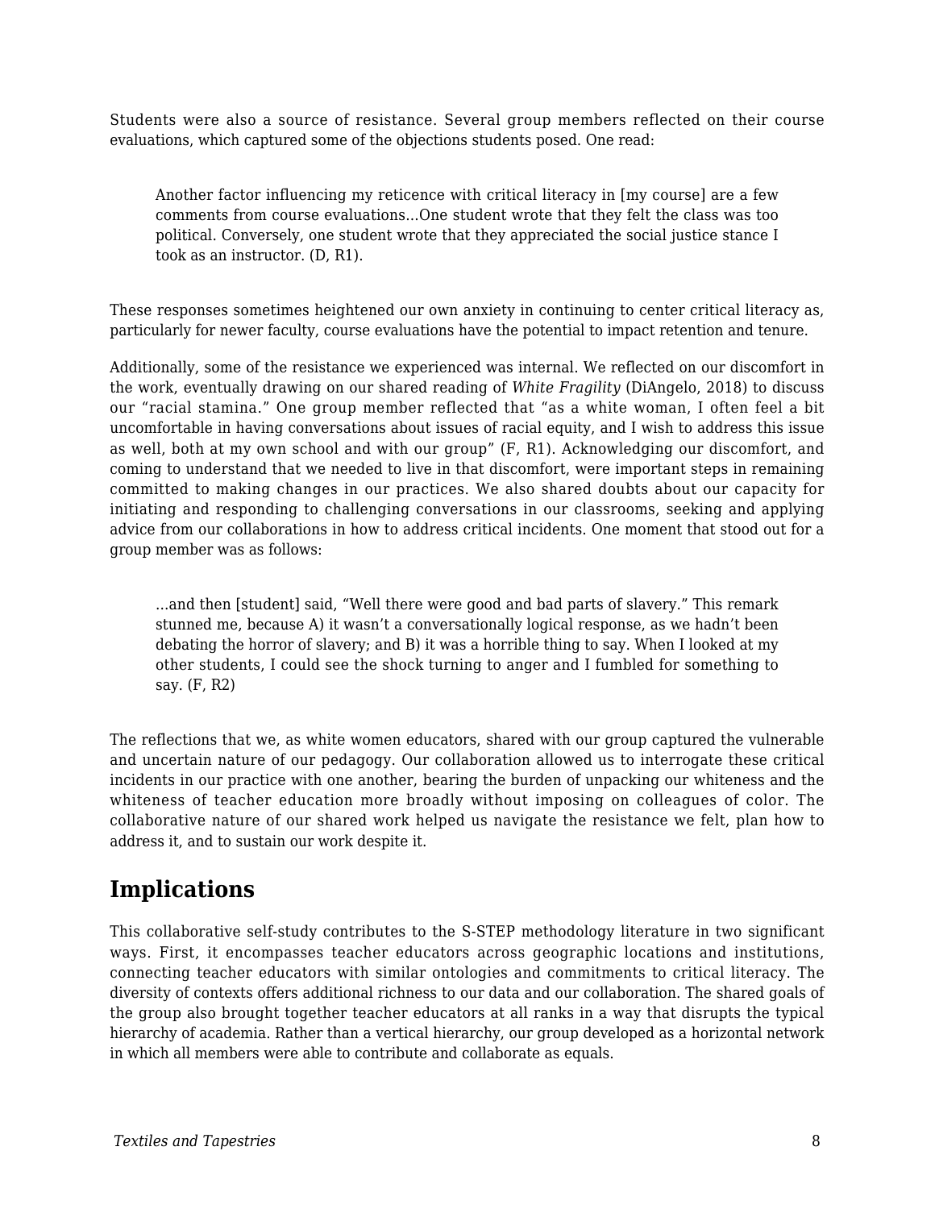Students were also a source of resistance. Several group members reflected on their course evaluations, which captured some of the objections students posed. One read:

> Another factor influencing my reticence with critical literacy in [my course] are a few comments from course evaluations…One student wrote that they felt the class was too political. Conversely, one student wrote that they appreciated the social justice stance I took as an instructor. (D, R1).

These responses sometimes heightened our own anxiety in continuing to center critical literacy as, particularly for newer faculty, course evaluations have the potential to impact retention and tenure.

Additionally, some of the resistance we experienced was internal. We reflected on our discomfort in the work, eventually drawing on our shared reading of *White Fragility* (DiAngelo, 2018) to discuss our "racial stamina." One group member reflected that "as a white woman, I often feel a bit uncomfortable in having conversations about issues of racial equity, and I wish to address this issue as well, both at my own school and with our group" (F, R1). Acknowledging our discomfort, and coming to understand that we needed to live in that discomfort, were important steps in remaining committed to making changes in our practices. We also shared doubts about our capacity for initiating and responding to challenging conversations in our classrooms, seeking and applying advice from our collaborations in how to address critical incidents. One moment that stood out for a group member was as follows:

> …and then [student] said, "Well there were good and bad parts of slavery." This remark stunned me, because A) it wasn't a conversationally logical response, as we hadn't been debating the horror of slavery; and B) it was a horrible thing to say. When I looked at my other students, I could see the shock turning to anger and I fumbled for something to say. (F, R2)

The reflections that we, as white women educators, shared with our group captured the vulnerable and uncertain nature of our pedagogy. Our collaboration allowed us to interrogate these critical incidents in our practice with one another, bearing the burden of unpacking our whiteness and the whiteness of teacher education more broadly without imposing on colleagues of color. The collaborative nature of our shared work helped us navigate the resistance we felt, plan how to address it, and to sustain our work despite it.

## Implications

This collaborative self-study contributes to the S-STEP methodology literature in two significant ways. First, it encompasses teacher educators across geographic locations and institutions, connecting teacher educators with similar ontologies and commitments to critical literacy. The diversity of contexts offers additional richness to our data and our collaboration. The shared goals of the group also brought together teacher educators at all ranks in a way that disrupts the typical hierarchy of academia. Rather than a vertical hierarchy, our group developed as a horizontal network in which all members were able to contribute and collaborate as equals.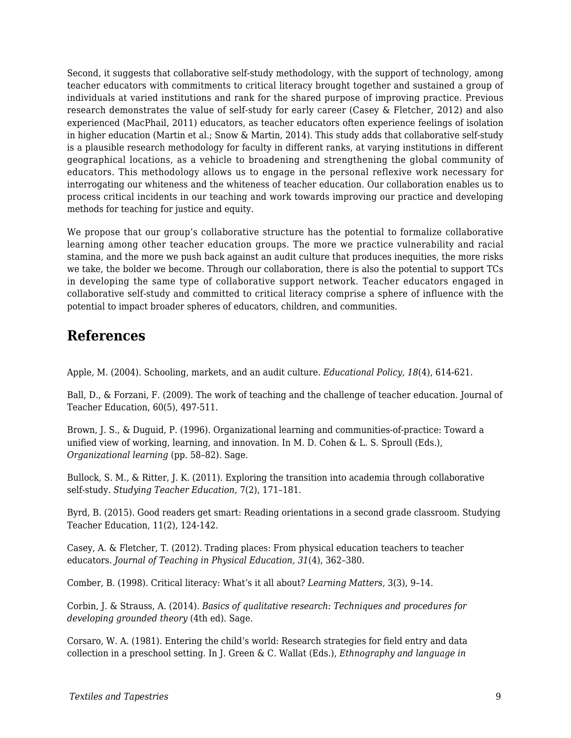Second, it suggests that collaborative self-study methodology, with the support of technology, among teacher educators with commitments to critical literacy brought together and sustained a group of individuals at varied institutions and rank for the shared purpose of improving practice. Previous research demonstrates the value of self-study for early career (Casey & Fletcher, 2012) and also experienced (MacPhail, 2011) educators, as teacher educators often experience feelings of isolation in higher education (Martin et al.; Snow & Martin, 2014). This study adds that collaborative self-study is a plausible research methodology for faculty in different ranks, at varying institutions in different geographical locations, as a vehicle to broadening and strengthening the global community of educators. This methodology allows us to engage in the personal reflexive work necessary for interrogating our whiteness and the whiteness of teacher education. Our collaboration enables us to process critical incidents in our teaching and work towards improving our practice and developing methods for teaching for justice and equity.

We propose that our group's collaborative structure has the potential to formalize collaborative learning among other teacher education groups. The more we practice vulnerability and racial stamina, and the more we push back against an audit culture that produces inequities, the more risks we take, the bolder we become. Through our collaboration, there is also the potential to support TCs in developing the same type of collaborative support network. Teacher educators engaged in collaborative self-study and committed to critical literacy comprise a sphere of influence with the potential to impact broader spheres of educators, children, and communities.

## References

Apple, M. (2004). Schooling, markets, and an audit culture. *Educational Policy, 18*(4), 614-621.

Ball, D., & Forzani, F. (2009). The work of teaching and the challenge of teacher education. Journal of Teacher Education, 60(5), 497-511.

Brown, J. S., & Duguid, P. (1996). Organizational learning and communities-of-practice: Toward a unified view of working, learning, and innovation. In M. D. Cohen & L. S. Sproull (Eds.), *Organizational learning* (pp. 58–82). Sage.

Bullock, S. M., & Ritter, J. K. (2011). Exploring the transition into academia through collaborative self-study. *Studying Teacher Education,* 7(2), 171–181.

Byrd, B. (2015). Good readers get smart: Reading orientations in a second grade classroom. Studying Teacher Education, 11(2), 124-142.

Casey, A. & Fletcher, T. (2012). Trading places: From physical education teachers to teacher educators. *Journal of Teaching in Physical Education, 31*(4), 362–380.

Comber, B. (1998). Critical literacy: What's it all about? *Learning Matters,* 3(3), 9–14.

Corbin, J. & Strauss, A. (2014). *Basics of qualitative research: Techniques and procedures for developing grounded theory* (4th ed). Sage.

Corsaro, W. A. (1981). Entering the child's world: Research strategies for field entry and data collection in a preschool setting. In J. Green & C. Wallat (Eds.), *Ethnography and language in*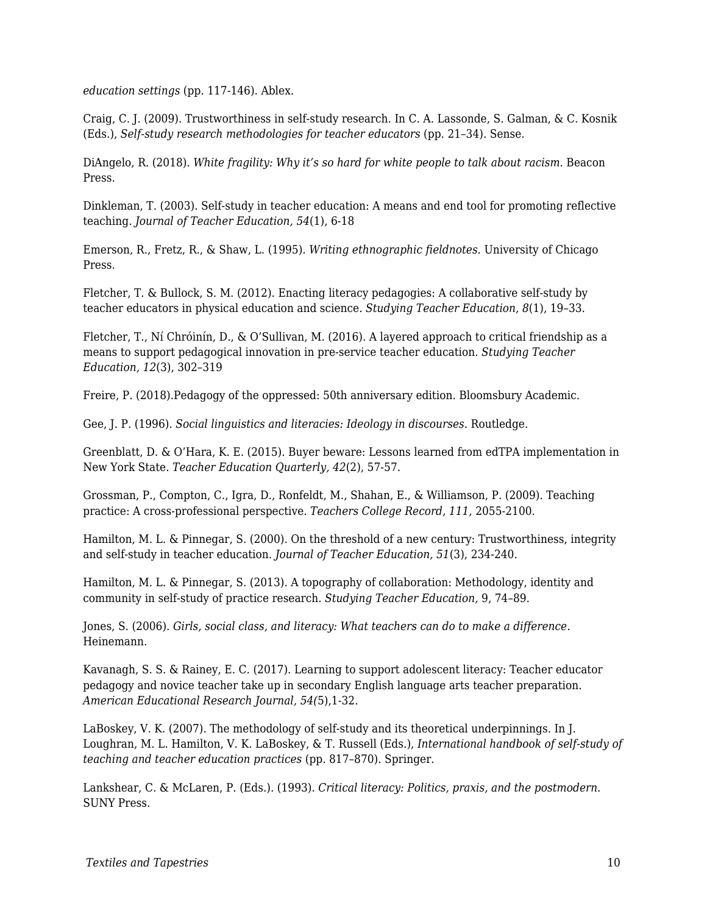*education settings* (pp. 117-146). Ablex.

Craig, C. J. (2009). Trustworthiness in self-study research. In C. A. Lassonde, S. Galman, & C. Kosnik (Eds.), *Self-study research methodologies for teacher educators* (pp. 21–34). Sense.

DiAngelo, R. (2018). *White fragility: Why it's so hard for white people to talk about racism.* Beacon Press.

Dinkleman, T. (2003). Self-study in teacher education: A means and end tool for promoting reflective teaching. *Journal of Teacher Education, 54*(1), 6-18

Emerson, R., Fretz, R., & Shaw, L. (1995). *Writing ethnographic fieldnotes.* University of Chicago Press.

Fletcher, T. & Bullock, S. M. (2012). Enacting literacy pedagogies: A collaborative self-study by teacher educators in physical education and science. *Studying Teacher Education, 8*(1), 19–33.

Fletcher, T., Ní Chróinín, D., & O'Sullivan, M. (2016). A layered approach to critical friendship as a means to support pedagogical innovation in pre-service teacher education. *Studying Teacher Education, 12*(3), 302–319

Freire, P. (2018).Pedagogy of the oppressed: 50th anniversary edition. Bloomsbury Academic.

Gee, J. P. (1996). *Social linguistics and literacies: Ideology in discourses.* Routledge.

Greenblatt, D. & O'Hara, K. E. (2015). Buyer beware: Lessons learned from edTPA implementation in New York State. *Teacher Education Quarterly, 42*(2), 57-57.

Grossman, P., Compton, C., Igra, D., Ronfeldt, M., Shahan, E., & Williamson, P. (2009). Teaching practice: A cross-professional perspective. *Teachers College Record, 111,* 2055-2100.

Hamilton, M. L. & Pinnegar, S. (2000). On the threshold of a new century: Trustworthiness, integrity and self-study in teacher education. *Journal of Teacher Education, 51*(3), 234-240.

Hamilton, M. L. & Pinnegar, S. (2013). A topography of collaboration: Methodology, identity and community in self-study of practice research. *Studying Teacher Education,* 9, 74–89.

Jones, S. (2006). *Girls, social class, and literacy: What teachers can do to make a difference*. Heinemann.

Kavanagh, S. S. & Rainey, E. C. (2017). Learning to support adolescent literacy: Teacher educator pedagogy and novice teacher take up in secondary English language arts teacher preparation. *American Educational Research Journal, 54(*5),1-32.

LaBoskey, V. K. (2007). The methodology of self-study and its theoretical underpinnings. In J. Loughran, M. L. Hamilton, V. K. LaBoskey, & T. Russell (Eds.), *International handbook of self-study of teaching and teacher education practices* (pp. 817–870). Springer.

Lankshear, C. & McLaren, P. (Eds.). (1993). *Critical literacy: Politics, praxis, and the postmodern.* SUNY Press.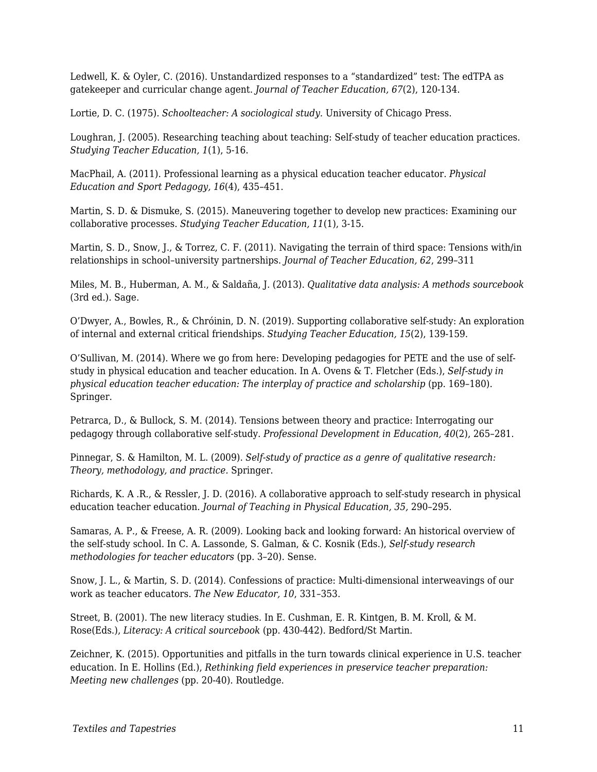Ledwell, K. & Oyler, C. (2016). Unstandardized responses to a “standardized” test: The edTPA as gatekeeper and curricular change agent. *Journal of Teacher Education, 67*(2), 120-134.

Lortie, D. C. (1975). *Schoolteacher: A sociological study.* University of Chicago Press.

Loughran, J. (2005). Researching teaching about teaching: Self-study of teacher education practices. *Studying Teacher Education, 1*(1), 5-16.

MacPhail, A. (2011). Professional learning as a physical education teacher educator. *Physical Education and Sport Pedagogy, 16*(4), 435–451.

Martin, S. D. & Dismuke, S. (2015). Maneuvering together to develop new practices: Examining our collaborative processes. *Studying Teacher Education, 11*(1), 3-15.

Martin, S. D., Snow, J., & Torrez, C. F. (2011). Navigating the terrain of third space: Tensions with/in relationships in school–university partnerships. *Journal of Teacher Education, 62*, 299–311

Miles, M. B., Huberman, A. M., & Saldaña, J. (2013). *Qualitative data analysis: A methods sourcebook* (3rd ed.). Sage.

O’Dwyer, A., Bowles, R., & Chróinin, D. N. (2019). Supporting collaborative self-study: An exploration of internal and external critical friendships. *Studying Teacher Education, 15*(2), 139-159.

O’Sullivan, M. (2014). Where we go from here: Developing pedagogies for PETE and the use of self-study in physical education and teacher education. In A. Ovens & T. Fletcher (Eds.), *Self-study in physical education teacher education: The interplay of practice and scholarship* (pp. 169–180). Springer.

Petrarca, D., & Bullock, S. M. (2014). Tensions between theory and practice: Interrogating our pedagogy through collaborative self-study. *Professional Development in Education, 40*(2), 265–281.

Pinnegar, S. & Hamilton, M. L. (2009). *Self-study of practice as a genre of qualitative research: Theory, methodology, and practice.* Springer.

Richards, K. A .R., & Ressler, J. D. (2016). A collaborative approach to self-study research in physical education teacher education. *Journal of Teaching in Physical Education, 35,* 290–295.

Samaras, A. P., & Freese, A. R. (2009). Looking back and looking forward: An historical overview of the self-study school. In C. A. Lassonde, S. Galman, & C. Kosnik (Eds.), *Self-study research methodologies for teacher educators* (pp. 3–20). Sense.

Snow, J. L., & Martin, S. D. (2014). Confessions of practice: Multi-dimensional interweavings of our work as teacher educators. *The New Educator, 10*, 331–353.

Street, B. (2001). The new literacy studies. In E. Cushman, E. R. Kintgen, B. M. Kroll, & M. Rose(Eds.), *Literacy: A critical sourcebook* (pp. 430-442). Bedford/St Martin.

Zeichner, K. (2015). Opportunities and pitfalls in the turn towards clinical experience in U.S. teacher education. In E. Hollins (Ed.), *Rethinking field experiences in preservice teacher preparation: Meeting new challenges* (pp. 20-40). Routledge.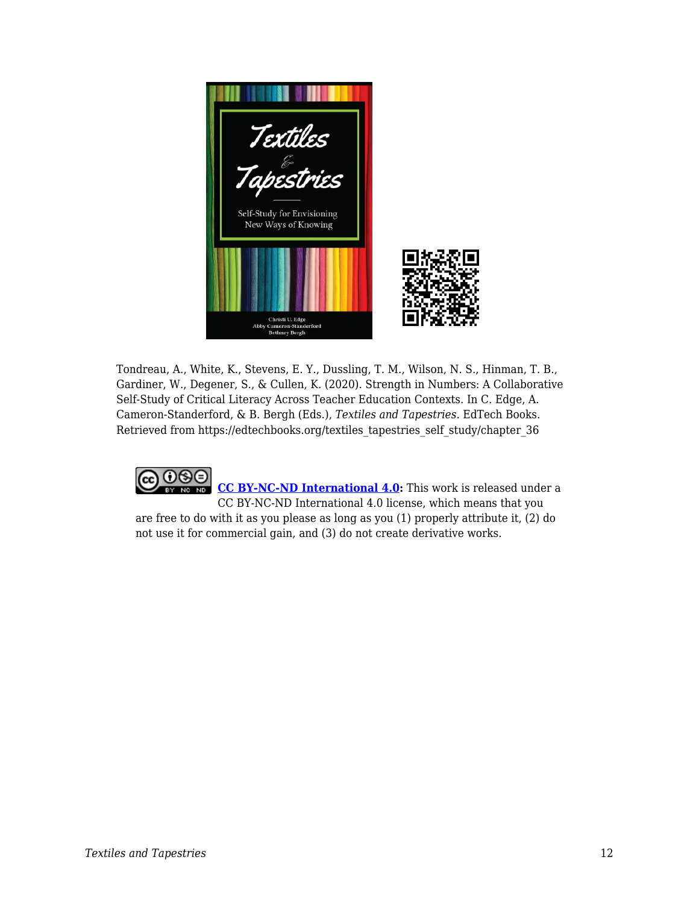Tondreau, A., White, K., Stevens, E. Y., Dussling, T. M., Wilson, N. S., Hinman, T. B., Gardiner, W., Degener, S., & Cullen, K. (2020). Strength in Numbers: A Collaborative Self-Study of Critical Literacy Across Teacher Education Contexts. In C. Edge, A. Cameron-Standerford, & B. Bergh (Eds.), *Textiles and Tapestries*. EdTech Books. Retrieved from https://edtechbooks.org/textiles_tapestries_self_study/chapter_36

**CC BY-NC-ND International 4.0:** This work is released under a CC BY-NC-ND International 4.0 license, which means that you are free to do with it as you please as long as you (1) properly attribute it, (2) do not use it for commercial gain, and (3) do not create derivative works.